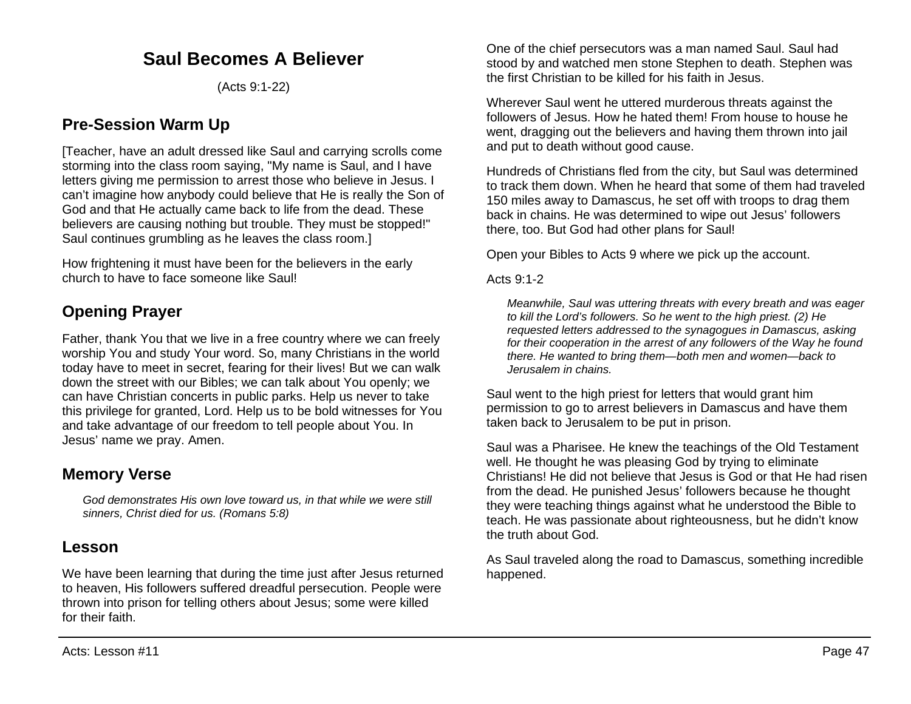# Saul Becomes A Believer

(Acts 9:1-22)

## Pre-Session Warm Up

[Teacher, have an adult dressed like Saul and carrying scrolls come storming into the class room saying, "My name is Saul, and I have letters giving me permission to arrest those who believe in Jesus. I can't imagine how anybody could believe that He is really the Son of God and that He actually came back to life from the dead. These believers are causing nothing but trouble. They must be stopped!" Saul continues grumbling as he leaves the class room.]

How frightening it must have been for the believers in the early church to have to face someone like Saul!

## Opening Prayer

Father, thank You that we live in a free country where we can freely worship You and study Your word. So, many Christians in the world today have to meet in secret, fearing for their lives! But we can walk down the street with our Bibles; we can talk about You openly; we can have Christian concerts in public parks. Help us never to take this privilege for granted, Lord. Help us to be bold witnesses for You and take advantage of our freedom to tell people about You. In Jesus' name we pray. Amen.

## Memory Verse

> *God demonstrates His own love toward us, in that while we were still sinners, Christ died for us. (Romans 5:8)*

## Lesson

We have been learning that during the time just after Jesus returned to heaven, His followers suffered dreadful persecution. People were thrown into prison for telling others about Jesus; some were killed for their faith.

One of the chief persecutors was a man named Saul. Saul had stood by and watched men stone Stephen to death. Stephen was the first Christian to be killed for his faith in Jesus.

Wherever Saul went he uttered murderous threats against the followers of Jesus. How he hated them! From house to house he went, dragging out the believers and having them thrown into jail and put to death without good cause.

Hundreds of Christians fled from the city, but Saul was determined to track them down. When he heard that some of them had traveled 150 miles away to Damascus, he set off with troops to drag them back in chains. He was determined to wipe out Jesus' followers there, too. But God had other plans for Saul!

Open your Bibles to Acts 9 where we pick up the account.

Acts 9:1-2

> *Meanwhile, Saul was uttering threats with every breath and was eager to kill the Lord's followers. So he went to the high priest. (2) He requested letters addressed to the synagogues in Damascus, asking for their cooperation in the arrest of any followers of the Way he found there. He wanted to bring them—both men and women—back to Jerusalem in chains.*

Saul went to the high priest for letters that would grant him permission to go to arrest believers in Damascus and have them taken back to Jerusalem to be put in prison.

Saul was a Pharisee. He knew the teachings of the Old Testament well. He thought he was pleasing God by trying to eliminate Christians! He did not believe that Jesus is God or that He had risen from the dead. He punished Jesus' followers because he thought they were teaching things against what he understood the Bible to teach. He was passionate about righteousness, but he didn't know the truth about God.

As Saul traveled along the road to Damascus, something incredible happened.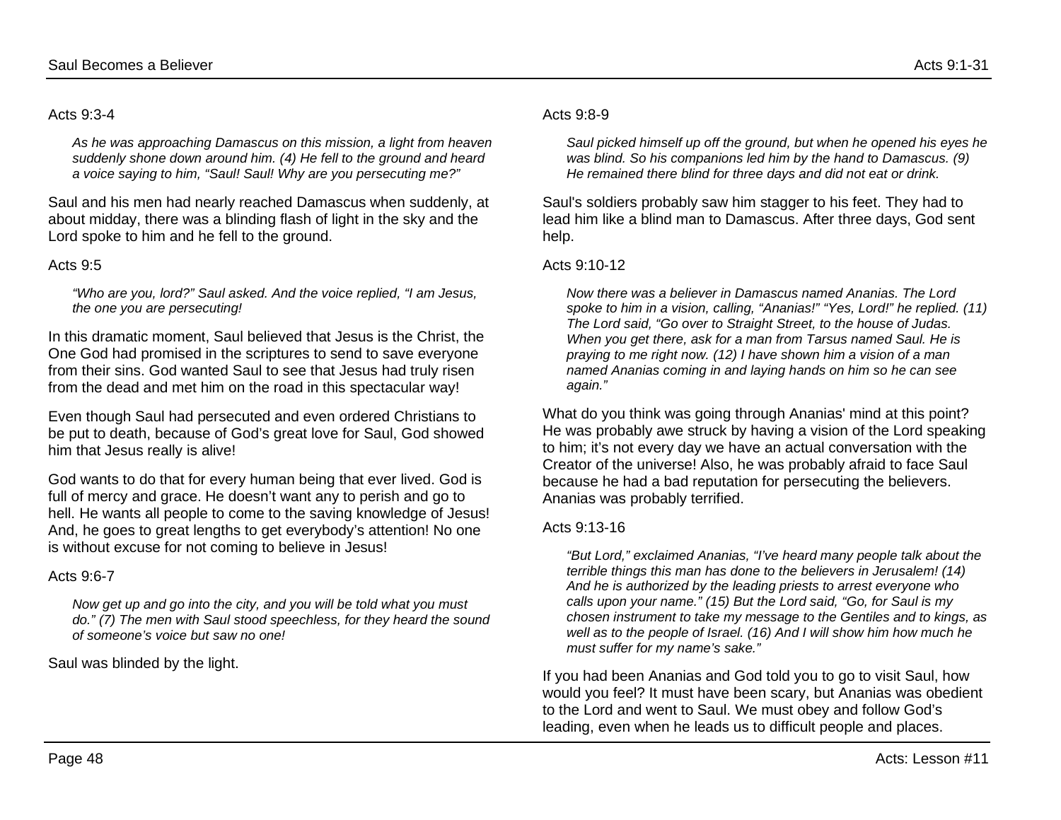Acts 9:3-4

> *As he was approaching Damascus on this mission, a light from heaven suddenly shone down around him. (4) He fell to the ground and heard a voice saying to him, "Saul! Saul! Why are you persecuting me?"*

Saul and his men had nearly reached Damascus when suddenly, at about midday, there was a blinding flash of light in the sky and the Lord spoke to him and he fell to the ground.

Acts 9:5

> *"Who are you, lord?" Saul asked. And the voice replied, "I am Jesus, the one you are persecuting!*

In this dramatic moment, Saul believed that Jesus is the Christ, the One God had promised in the scriptures to send to save everyone from their sins. God wanted Saul to see that Jesus had truly risen from the dead and met him on the road in this spectacular way!

Even though Saul had persecuted and even ordered Christians to be put to death, because of God's great love for Saul, God showed him that Jesus really is alive!

God wants to do that for every human being that ever lived. God is full of mercy and grace. He doesn't want any to perish and go to hell. He wants all people to come to the saving knowledge of Jesus! And, he goes to great lengths to get everybody's attention! No one is without excuse for not coming to believe in Jesus!

Acts 9:6-7

> *Now get up and go into the city, and you will be told what you must do." (7) The men with Saul stood speechless, for they heard the sound of someone's voice but saw no one!*

Saul was blinded by the light.

Acts 9:8-9

> *Saul picked himself up off the ground, but when he opened his eyes he was blind. So his companions led him by the hand to Damascus. (9) He remained there blind for three days and did not eat or drink.*

Saul's soldiers probably saw him stagger to his feet. They had to lead him like a blind man to Damascus. After three days, God sent help.

Acts 9:10-12

> *Now there was a believer in Damascus named Ananias. The Lord spoke to him in a vision, calling, "Ananias!" "Yes, Lord!" he replied. (11) The Lord said, "Go over to Straight Street, to the house of Judas. When you get there, ask for a man from Tarsus named Saul. He is praying to me right now. (12) I have shown him a vision of a man named Ananias coming in and laying hands on him so he can see again."*

What do you think was going through Ananias' mind at this point? He was probably awe struck by having a vision of the Lord speaking to him; it's not every day we have an actual conversation with the Creator of the universe! Also, he was probably afraid to face Saul because he had a bad reputation for persecuting the believers. Ananias was probably terrified.

Acts 9:13-16

> *"But Lord," exclaimed Ananias, "I've heard many people talk about the terrible things this man has done to the believers in Jerusalem! (14) And he is authorized by the leading priests to arrest everyone who calls upon your name." (15) But the Lord said, "Go, for Saul is my chosen instrument to take my message to the Gentiles and to kings, as well as to the people of Israel. (16) And I will show him how much he must suffer for my name's sake."*

If you had been Ananias and God told you to go to visit Saul, how would you feel? It must have been scary, but Ananias was obedient to the Lord and went to Saul. We must obey and follow God's leading, even when he leads us to difficult people and places.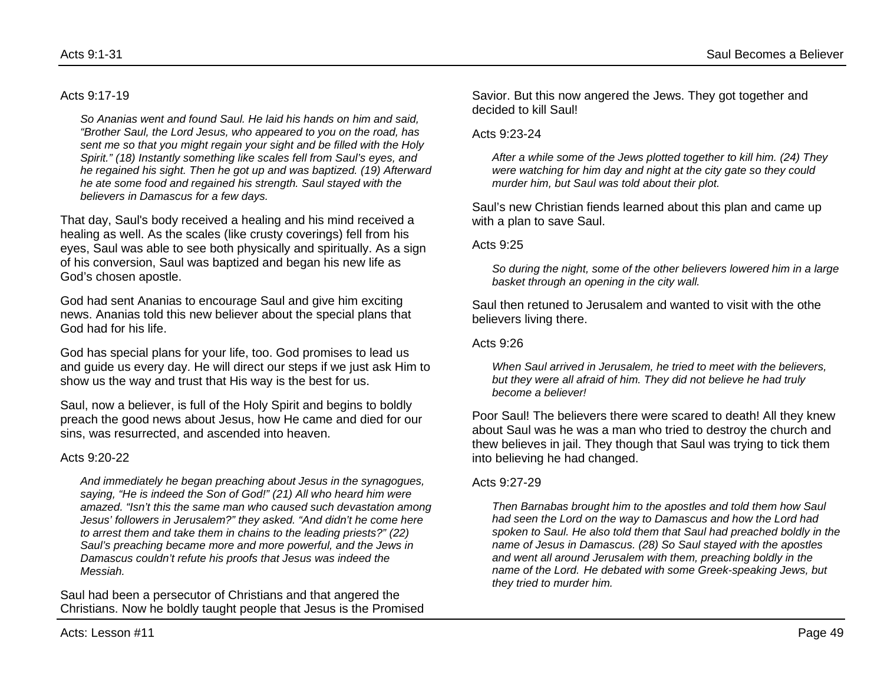Acts 9:17-19

> *So Ananias went and found Saul. He laid his hands on him and said, "Brother Saul, the Lord Jesus, who appeared to you on the road, has sent me so that you might regain your sight and be filled with the Holy Spirit." (18) Instantly something like scales fell from Saul's eyes, and he regained his sight. Then he got up and was baptized. (19) Afterward he ate some food and regained his strength. Saul stayed with the believers in Damascus for a few days.*

That day, Saul's body received a healing and his mind received a healing as well. As the scales (like crusty coverings) fell from his eyes, Saul was able to see both physically and spiritually. As a sign of his conversion, Saul was baptized and began his new life as God's chosen apostle.

God had sent Ananias to encourage Saul and give him exciting news. Ananias told this new believer about the special plans that God had for his life.

God has special plans for your life, too. God promises to lead us and guide us every day. He will direct our steps if we just ask Him to show us the way and trust that His way is the best for us.

Saul, now a believer, is full of the Holy Spirit and begins to boldly preach the good news about Jesus, how He came and died for our sins, was resurrected, and ascended into heaven.

Acts 9:20-22

> *And immediately he began preaching about Jesus in the synagogues, saying, "He is indeed the Son of God!" (21) All who heard him were amazed. "Isn't this the same man who caused such devastation among Jesus' followers in Jerusalem?" they asked. "And didn't he come here to arrest them and take them in chains to the leading priests?" (22) Saul's preaching became more and more powerful, and the Jews in Damascus couldn't refute his proofs that Jesus was indeed the Messiah.*

Saul had been a persecutor of Christians and that angered the Christians. Now he boldly taught people that Jesus is the Promised Savior. But this now angered the Jews. They got together and decided to kill Saul!

Acts 9:23-24

> *After a while some of the Jews plotted together to kill him. (24) They were watching for him day and night at the city gate so they could murder him, but Saul was told about their plot.*

Saul's new Christian fiends learned about this plan and came up with a plan to save Saul.

Acts 9:25

> *So during the night, some of the other believers lowered him in a large basket through an opening in the city wall.*

Saul then retuned to Jerusalem and wanted to visit with the othe believers living there.

Acts 9:26

> *When Saul arrived in Jerusalem, he tried to meet with the believers, but they were all afraid of him. They did not believe he had truly become a believer!*

Poor Saul! The believers there were scared to death! All they knew about Saul was he was a man who tried to destroy the church and thew believes in jail. They though that Saul was trying to tick them into believing he had changed.

Acts 9:27-29

> *Then Barnabas brought him to the apostles and told them how Saul had seen the Lord on the way to Damascus and how the Lord had spoken to Saul. He also told them that Saul had preached boldly in the name of Jesus in Damascus. (28) So Saul stayed with the apostles and went all around Jerusalem with them, preaching boldly in the name of the Lord. He debated with some Greek-speaking Jews, but they tried to murder him.*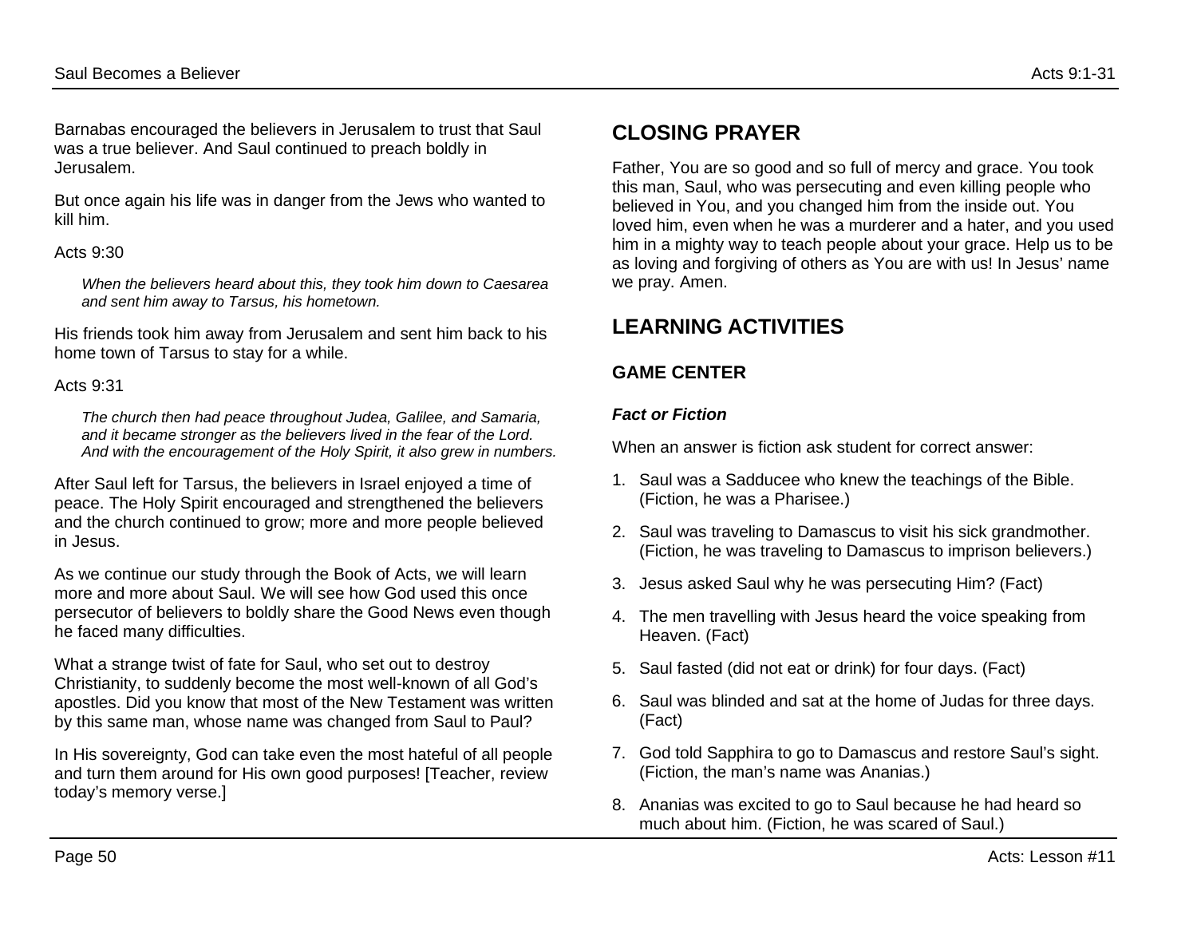Barnabas encouraged the believers in Jerusalem to trust that Saul was a true believer. And Saul continued to preach boldly in Jerusalem.

But once again his life was in danger from the Jews who wanted to kill him.

Acts 9:30

> *When the believers heard about this, they took him down to Caesarea and sent him away to Tarsus, his hometown.*

His friends took him away from Jerusalem and sent him back to his home town of Tarsus to stay for a while.

Acts 9:31

> *The church then had peace throughout Judea, Galilee, and Samaria, and it became stronger as the believers lived in the fear of the Lord. And with the encouragement of the Holy Spirit, it also grew in numbers.*

After Saul left for Tarsus, the believers in Israel enjoyed a time of peace. The Holy Spirit encouraged and strengthened the believers and the church continued to grow; more and more people believed in Jesus.

As we continue our study through the Book of Acts, we will learn more and more about Saul. We will see how God used this once persecutor of believers to boldly share the Good News even though he faced many difficulties.

What a strange twist of fate for Saul, who set out to destroy Christianity, to suddenly become the most well-known of all God's apostles. Did you know that most of the New Testament was written by this same man, whose name was changed from Saul to Paul?

In His sovereignty, God can take even the most hateful of all people and turn them around for His own good purposes! [Teacher, review today's memory verse.]

## CLOSING PRAYER

Father, You are so good and so full of mercy and grace. You took this man, Saul, who was persecuting and even killing people who believed in You, and you changed him from the inside out. You loved him, even when he was a murderer and a hater, and you used him in a mighty way to teach people about your grace. Help us to be as loving and forgiving of others as You are with us! In Jesus' name we pray. Amen.

## LEARNING ACTIVITIES

### GAME CENTER

***Fact or Fiction***

When an answer is fiction ask student for correct answer:

1. Saul was a Sadducee who knew the teachings of the Bible. (Fiction, he was a Pharisee.)
2. Saul was traveling to Damascus to visit his sick grandmother. (Fiction, he was traveling to Damascus to imprison believers.)
3. Jesus asked Saul why he was persecuting Him? (Fact)
4. The men travelling with Jesus heard the voice speaking from Heaven. (Fact)
5. Saul fasted (did not eat or drink) for four days. (Fact)
6. Saul was blinded and sat at the home of Judas for three days. (Fact)
7. God told Sapphira to go to Damascus and restore Saul's sight. (Fiction, the man's name was Ananias.)
8. Ananias was excited to go to Saul because he had heard so much about him. (Fiction, he was scared of Saul.)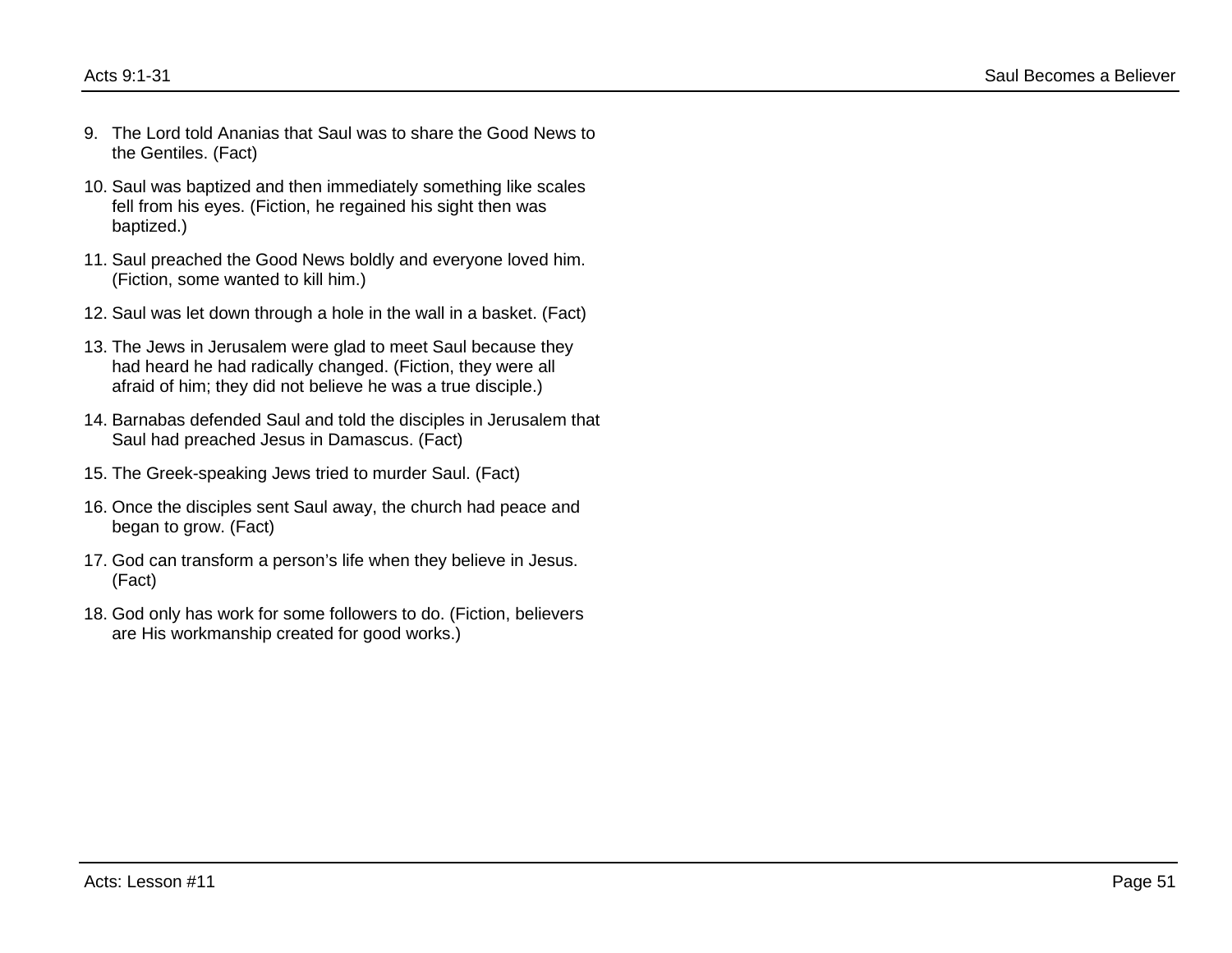9. The Lord told Ananias that Saul was to share the Good News to the Gentiles. (Fact)
10. Saul was baptized and then immediately something like scales fell from his eyes. (Fiction, he regained his sight then was baptized.)
11. Saul preached the Good News boldly and everyone loved him. (Fiction, some wanted to kill him.)
12. Saul was let down through a hole in the wall in a basket. (Fact)
13. The Jews in Jerusalem were glad to meet Saul because they had heard he had radically changed. (Fiction, they were all afraid of him; they did not believe he was a true disciple.)
14. Barnabas defended Saul and told the disciples in Jerusalem that Saul had preached Jesus in Damascus. (Fact)
15. The Greek-speaking Jews tried to murder Saul. (Fact)
16. Once the disciples sent Saul away, the church had peace and began to grow. (Fact)
17. God can transform a person’s life when they believe in Jesus. (Fact)
18. God only has work for some followers to do. (Fiction, believers are His workmanship created for good works.)